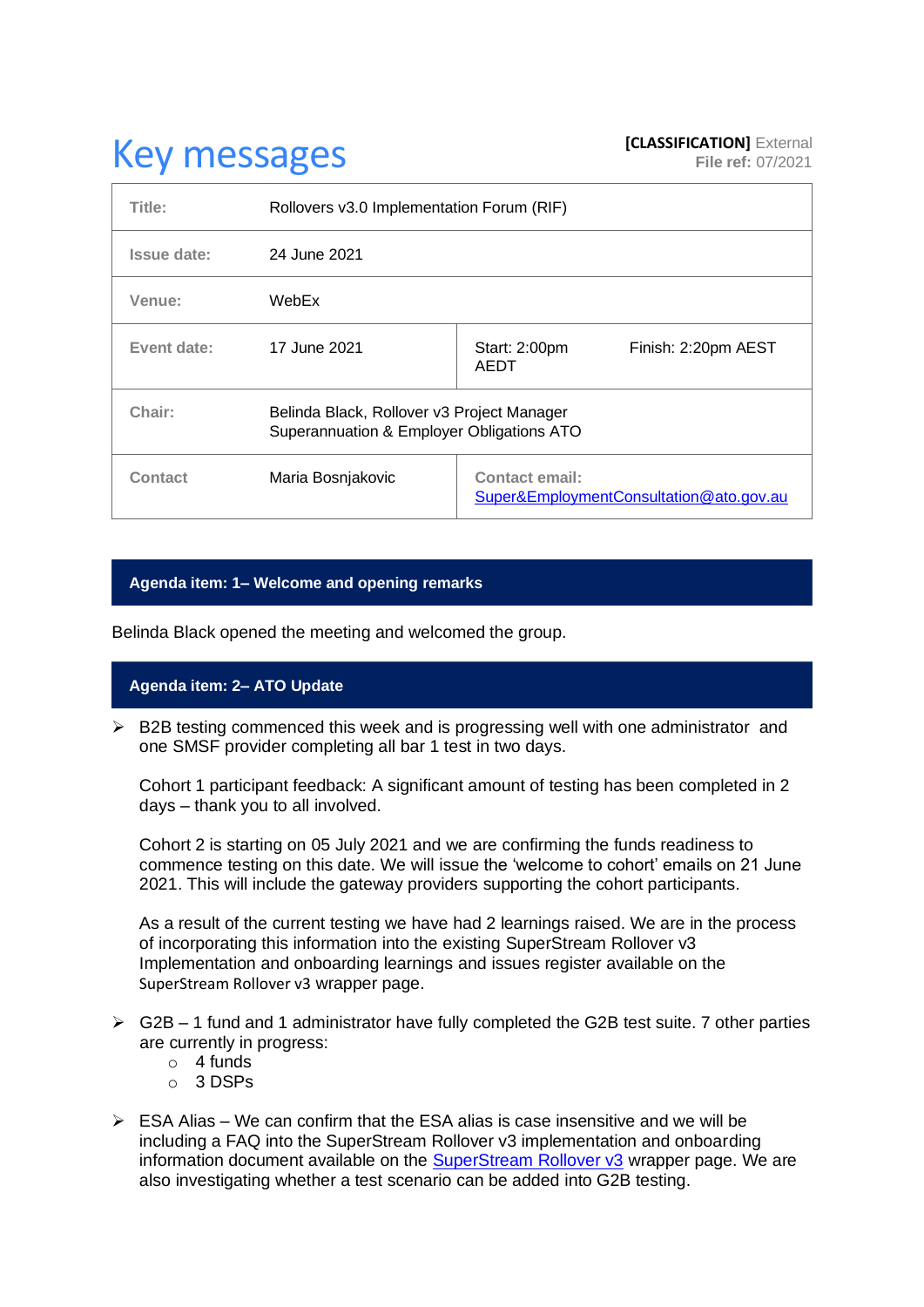# Key messages

**[CLASSIFICATION]** External
**File ref:** 07/2021

| | | | |
|---|---|---|---|
| **Title:** | Rollovers v3.0 Implementation Forum (RIF) | | |
| **Issue date:** | 24 June 2021 | | |
| **Venue:** | WebEx | | |
| **Event date:** | 17 June 2021 | Start: 2:00pm AEDT | Finish: 2:20pm AEST |
| **Chair:** | Belinda Black, Rollover v3 Project Manager<br>Superannuation & Employer Obligations ATO | | |
| **Contact** | Maria Bosnjakovic | **Contact email:**<br>Super&EmploymentConsultation@ato.gov.au | |

## Agenda item: 1– Welcome and opening remarks

Belinda Black opened the meeting and welcomed the group.

## Agenda item: 2– ATO Update

- B2B testing commenced this week and is progressing well with one administrator and one SMSF provider completing all bar 1 test in two days.

  Cohort 1 participant feedback: A significant amount of testing has been completed in 2 days – thank you to all involved.

  Cohort 2 is starting on 05 July 2021 and we are confirming the funds readiness to commence testing on this date. We will issue the 'welcome to cohort' emails on 21 June 2021. This will include the gateway providers supporting the cohort participants.

  As a result of the current testing we have had 2 learnings raised. We are in the process of incorporating this information into the existing SuperStream Rollover v3 Implementation and onboarding learnings and issues register available on the SuperStream Rollover v3 wrapper page.

- G2B – 1 fund and 1 administrator have fully completed the G2B test suite. 7 other parties are currently in progress:
  - 4 funds
  - 3 DSPs

- ESA Alias – We can confirm that the ESA alias is case insensitive and we will be including a FAQ into the SuperStream Rollover v3 implementation and onboarding information document available on the SuperStream Rollover v3 wrapper page. We are also investigating whether a test scenario can be added into G2B testing.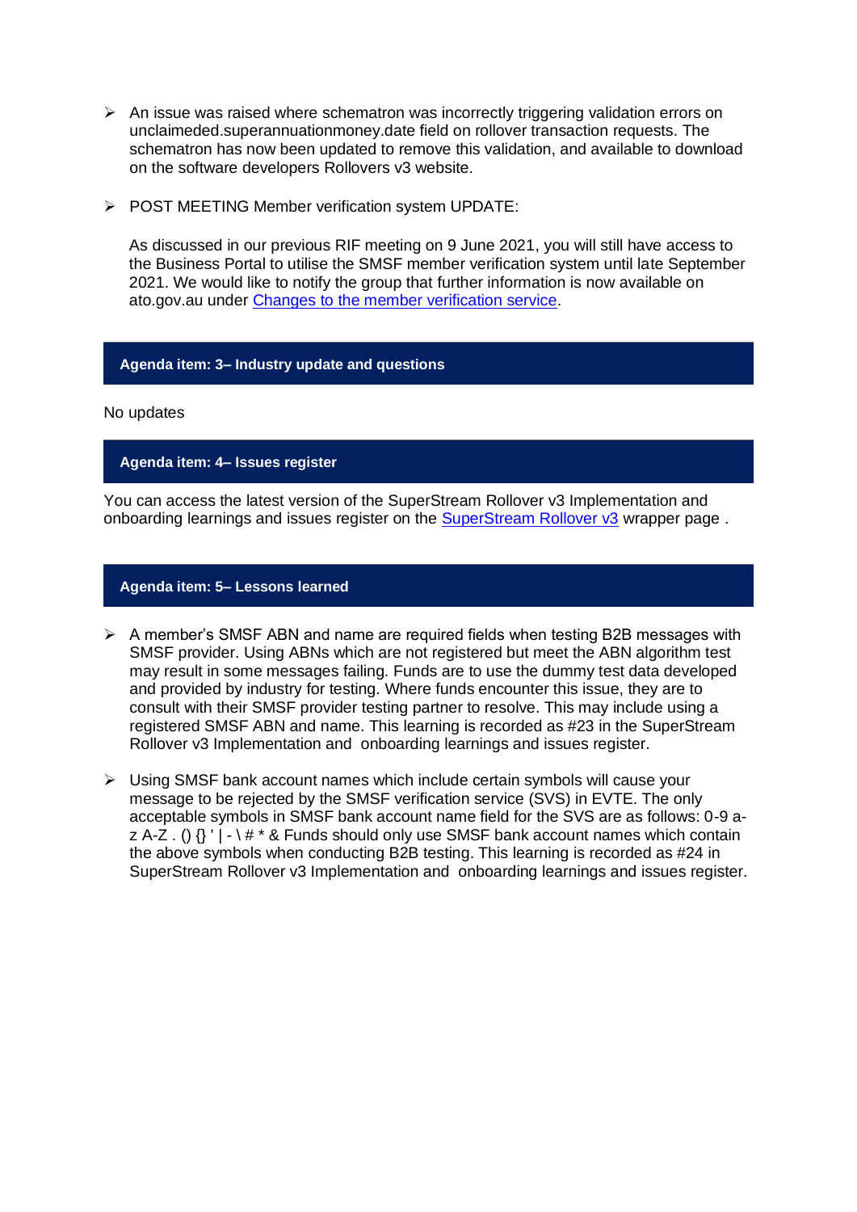- An issue was raised where schematron was incorrectly triggering validation errors on unclaimeded.superannuationmoney.date field on rollover transaction requests. The schematron has now been updated to remove this validation, and available to download on the software developers Rollovers v3 website.

- POST MEETING Member verification system UPDATE:

  As discussed in our previous RIF meeting on 9 June 2021, you will still have access to the Business Portal to utilise the SMSF member verification system until late September 2021. We would like to notify the group that further information is now available on ato.gov.au under [Changes to the member verification service](#).

## Agenda item: 3– Industry update and questions

No updates

## Agenda item: 4– Issues register

You can access the latest version of the SuperStream Rollover v3 Implementation and onboarding learnings and issues register on the [SuperStream Rollover v3](#) wrapper page .

## Agenda item: 5– Lessons learned

- A member's SMSF ABN and name are required fields when testing B2B messages with SMSF provider. Using ABNs which are not registered but meet the ABN algorithm test may result in some messages failing. Funds are to use the dummy test data developed and provided by industry for testing. Where funds encounter this issue, they are to consult with their SMSF provider testing partner to resolve. This may include using a registered SMSF ABN and name. This learning is recorded as #23 in the SuperStream Rollover v3 Implementation and onboarding learnings and issues register.

- Using SMSF bank account names which include certain symbols will cause your message to be rejected by the SMSF verification service (SVS) in EVTE. The only acceptable symbols in SMSF bank account name field for the SVS are as follows: 0-9 a-z A-Z . () {} ' | - \ # * & Funds should only use SMSF bank account names which contain the above symbols when conducting B2B testing. This learning is recorded as #24 in SuperStream Rollover v3 Implementation and onboarding learnings and issues register.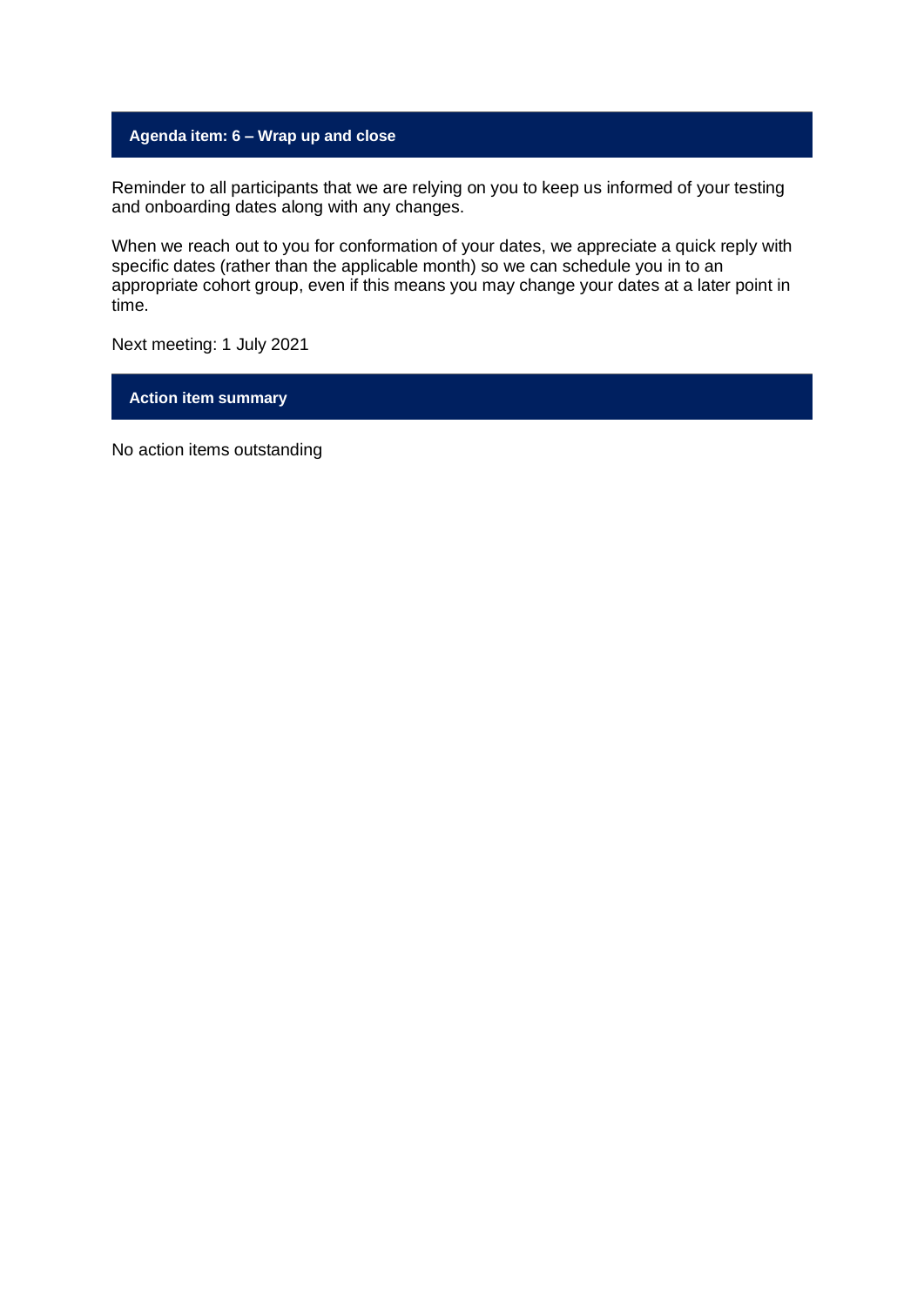## Agenda item: 6 – Wrap up and close

Reminder to all participants that we are relying on you to keep us informed of your testing and onboarding dates along with any changes.

When we reach out to you for conformation of your dates, we appreciate a quick reply with specific dates (rather than the applicable month) so we can schedule you in to an appropriate cohort group, even if this means you may change your dates at a later point in time.

Next meeting: 1 July 2021

## Action item summary

No action items outstanding